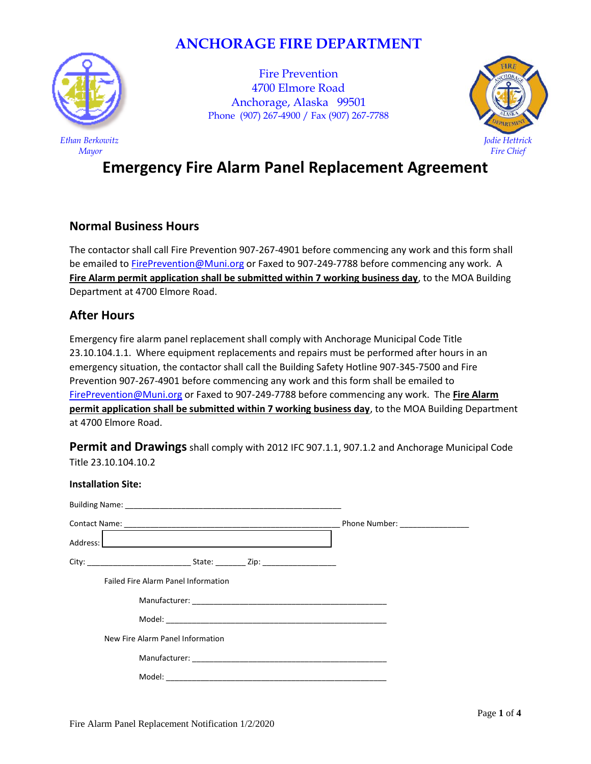# ANCHORAGE FIRE DEPARTMENT

Fire Prevention
4700 Elmore Road
Anchorage, Alaska 99501
Phone (907) 267-4900 / Fax (907) 267-7788

*Ethan Berkowitz*
*Mayor*

*Jodie Hettrick*
*Fire Chief*

# Emergency Fire Alarm Panel Replacement Agreement

## Normal Business Hours

The contactor shall call Fire Prevention 907-267-4901 before commencing any work and this form shall be emailed to FirePrevention@Muni.org or Faxed to 907-249-7788 before commencing any work. A **Fire Alarm permit application shall be submitted within 7 working business day**, to the MOA Building Department at 4700 Elmore Road.

## After Hours

Emergency fire alarm panel replacement shall comply with Anchorage Municipal Code Title 23.10.104.1.1. Where equipment replacements and repairs must be performed after hours in an emergency situation, the contactor shall call the Building Safety Hotline 907-345-7500 and Fire Prevention 907-267-4901 before commencing any work and this form shall be emailed to FirePrevention@Muni.org or Faxed to 907-249-7788 before commencing any work. The **Fire Alarm permit application shall be submitted within 7 working business day**, to the MOA Building Department at 4700 Elmore Road.

**Permit and Drawings** shall comply with 2012 IFC 907.1.1, 907.1.2 and Anchorage Municipal Code Title 23.10.104.10.2

**Installation Site:**

Building Name: ______________________________________________

Contact Name: ______________________________________________ Phone Number: ________________

Address: ______________________________________________

City: ________________________ State: _______ Zip: _________________

Failed Fire Alarm Panel Information

Manufacturer: ______________________________________________

Model: ______________________________________________

New Fire Alarm Panel Information

Manufacturer: ______________________________________________

Model: ______________________________________________

Fire Alarm Panel Replacement Notification 1/2/2020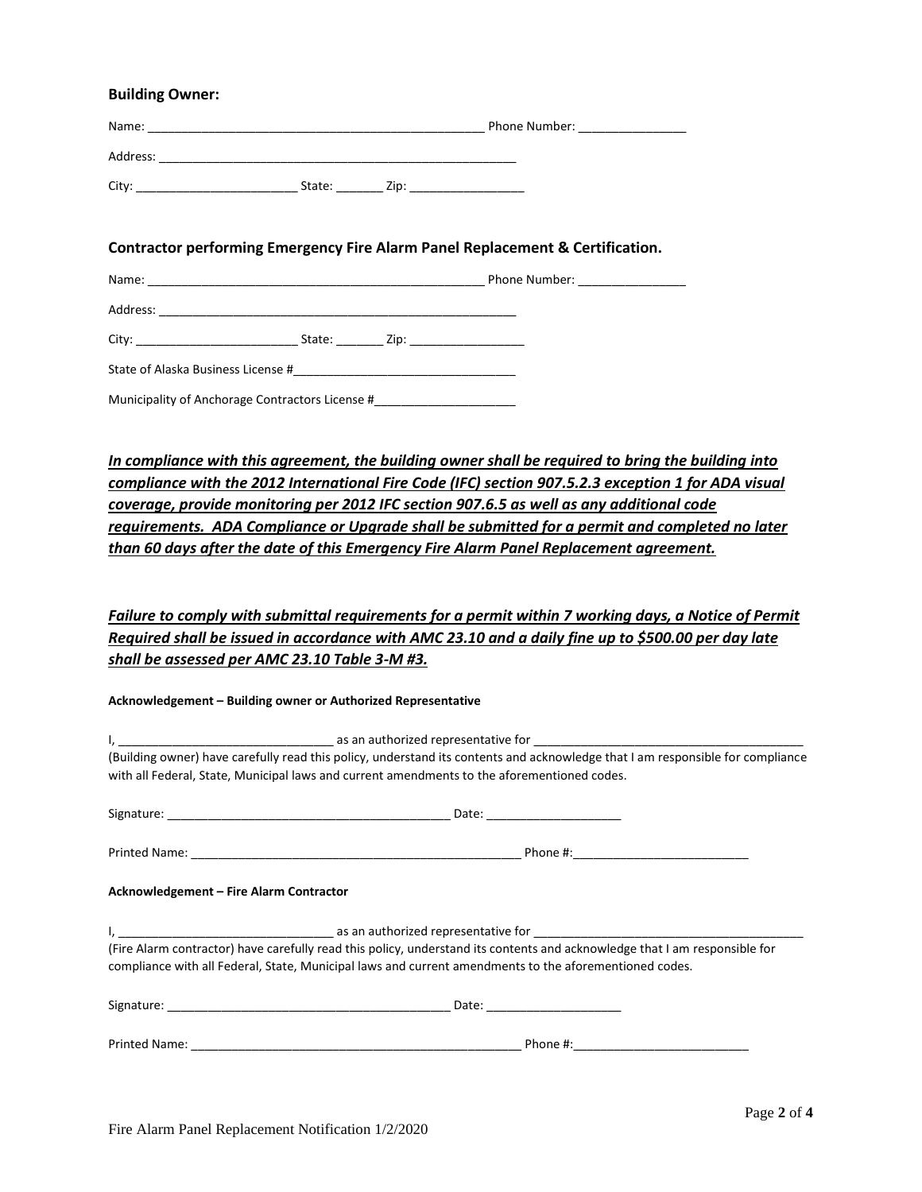**Building Owner:**

Name: ___________________________________________________ Phone Number: ________________

Address: _______________________________________________________

City: ________________________ State: _______ Zip: _________________

**Contractor performing Emergency Fire Alarm Panel Replacement & Certification.**

Name: ___________________________________________________ Phone Number: ________________

Address: _______________________________________________________

City: ________________________ State: _______ Zip: _________________

State of Alaska Business License #_________________________________

Municipality of Anchorage Contractors License #_____________________

***In compliance with this agreement, the building owner shall be required to bring the building into compliance with the 2012 International Fire Code (IFC) section 907.5.2.3 exception 1 for ADA visual coverage, provide monitoring per 2012 IFC section 907.6.5 as well as any additional code requirements. ADA Compliance or Upgrade shall be submitted for a permit and completed no later than 60 days after the date of this Emergency Fire Alarm Panel Replacement agreement.***

***Failure to comply with submittal requirements for a permit within 7 working days, a Notice of Permit Required shall be issued in accordance with AMC 23.10 and a daily fine up to $500.00 per day late shall be assessed per AMC 23.10 Table 3-M #3.***

**Acknowledgement – Building owner or Authorized Representative**

I, ________________________________ as an authorized representative for _________________________________________ (Building owner) have carefully read this policy, understand its contents and acknowledge that I am responsible for compliance with all Federal, State, Municipal laws and current amendments to the aforementioned codes.

Signature: __________________________________________ Date: ____________________

Printed Name: ___________________________________________________ Phone #:__________________________

**Acknowledgement – Fire Alarm Contractor**

I, ________________________________ as an authorized representative for _________________________________________ (Fire Alarm contractor) have carefully read this policy, understand its contents and acknowledge that I am responsible for compliance with all Federal, State, Municipal laws and current amendments to the aforementioned codes.

Signature: __________________________________________ Date: ____________________

Printed Name: ___________________________________________________ Phone #:__________________________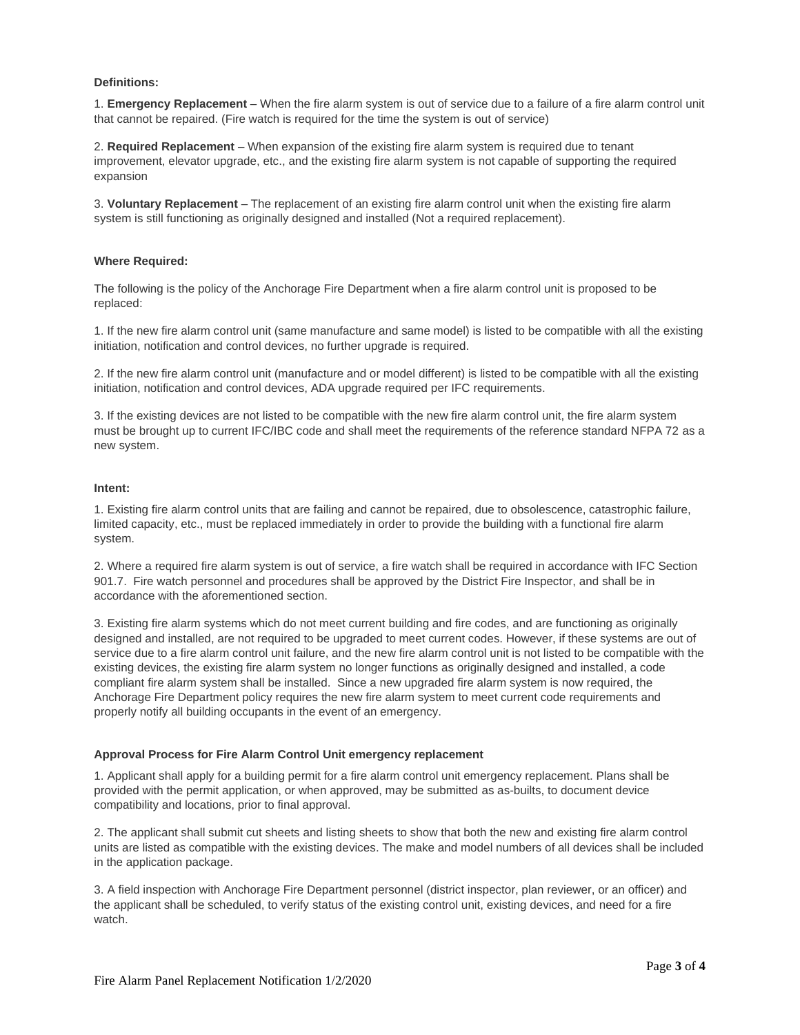**Definitions:**

1. **Emergency Replacement** – When the fire alarm system is out of service due to a failure of a fire alarm control unit that cannot be repaired. (Fire watch is required for the time the system is out of service)

2. **Required Replacement** – When expansion of the existing fire alarm system is required due to tenant improvement, elevator upgrade, etc., and the existing fire alarm system is not capable of supporting the required expansion

3. **Voluntary Replacement** – The replacement of an existing fire alarm control unit when the existing fire alarm system is still functioning as originally designed and installed (Not a required replacement).

**Where Required:**

The following is the policy of the Anchorage Fire Department when a fire alarm control unit is proposed to be replaced:

1. If the new fire alarm control unit (same manufacture and same model) is listed to be compatible with all the existing initiation, notification and control devices, no further upgrade is required.

2. If the new fire alarm control unit (manufacture and or model different) is listed to be compatible with all the existing initiation, notification and control devices, ADA upgrade required per IFC requirements.

3. If the existing devices are not listed to be compatible with the new fire alarm control unit, the fire alarm system must be brought up to current IFC/IBC code and shall meet the requirements of the reference standard NFPA 72 as a new system.

**Intent:**

1. Existing fire alarm control units that are failing and cannot be repaired, due to obsolescence, catastrophic failure, limited capacity, etc., must be replaced immediately in order to provide the building with a functional fire alarm system.

2. Where a required fire alarm system is out of service, a fire watch shall be required in accordance with IFC Section 901.7. Fire watch personnel and procedures shall be approved by the District Fire Inspector, and shall be in accordance with the aforementioned section.

3. Existing fire alarm systems which do not meet current building and fire codes, and are functioning as originally designed and installed, are not required to be upgraded to meet current codes. However, if these systems are out of service due to a fire alarm control unit failure, and the new fire alarm control unit is not listed to be compatible with the existing devices, the existing fire alarm system no longer functions as originally designed and installed, a code compliant fire alarm system shall be installed. Since a new upgraded fire alarm system is now required, the Anchorage Fire Department policy requires the new fire alarm system to meet current code requirements and properly notify all building occupants in the event of an emergency.

**Approval Process for Fire Alarm Control Unit emergency replacement**

1. Applicant shall apply for a building permit for a fire alarm control unit emergency replacement. Plans shall be provided with the permit application, or when approved, may be submitted as as-builts, to document device compatibility and locations, prior to final approval.

2. The applicant shall submit cut sheets and listing sheets to show that both the new and existing fire alarm control units are listed as compatible with the existing devices. The make and model numbers of all devices shall be included in the application package.

3. A field inspection with Anchorage Fire Department personnel (district inspector, plan reviewer, or an officer) and the applicant shall be scheduled, to verify status of the existing control unit, existing devices, and need for a fire watch.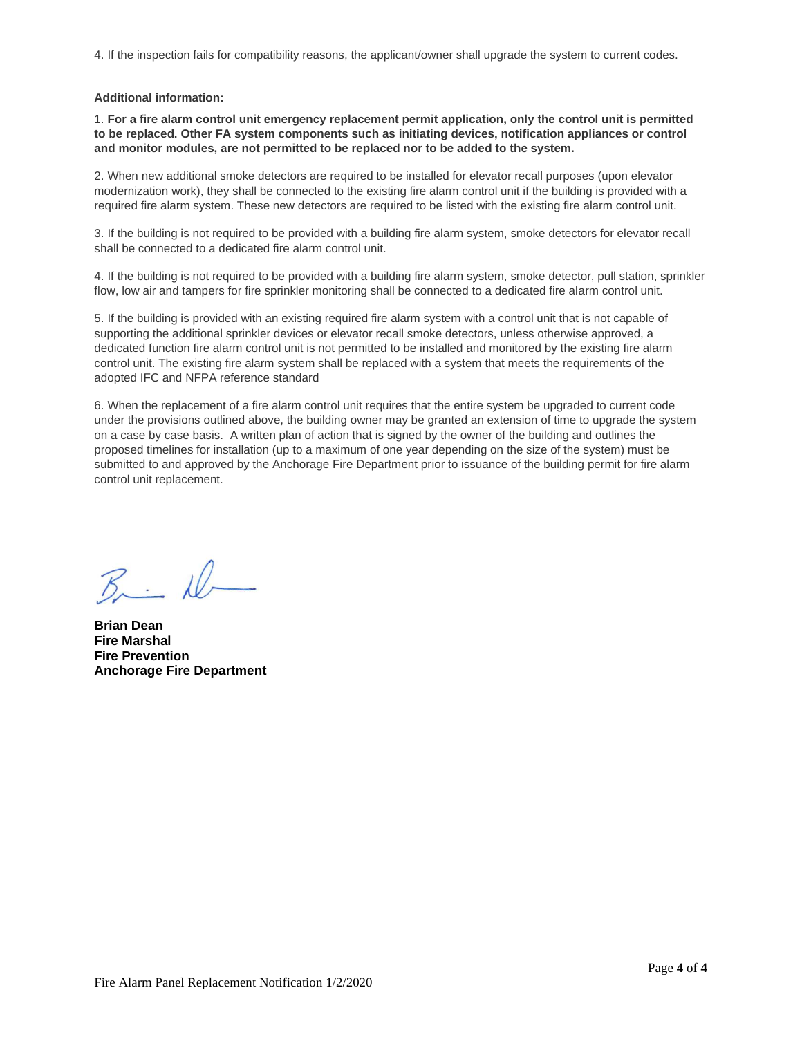4. If the inspection fails for compatibility reasons, the applicant/owner shall upgrade the system to current codes.

**Additional information:**

1. **For a fire alarm control unit emergency replacement permit application, only the control unit is permitted to be replaced. Other FA system components such as initiating devices, notification appliances or control and monitor modules, are not permitted to be replaced nor to be added to the system.**

2. When new additional smoke detectors are required to be installed for elevator recall purposes (upon elevator modernization work), they shall be connected to the existing fire alarm control unit if the building is provided with a required fire alarm system. These new detectors are required to be listed with the existing fire alarm control unit.

3. If the building is not required to be provided with a building fire alarm system, smoke detectors for elevator recall shall be connected to a dedicated fire alarm control unit.

4. If the building is not required to be provided with a building fire alarm system, smoke detector, pull station, sprinkler flow, low air and tampers for fire sprinkler monitoring shall be connected to a dedicated fire alarm control unit.

5. If the building is provided with an existing required fire alarm system with a control unit that is not capable of supporting the additional sprinkler devices or elevator recall smoke detectors, unless otherwise approved, a dedicated function fire alarm control unit is not permitted to be installed and monitored by the existing fire alarm control unit. The existing fire alarm system shall be replaced with a system that meets the requirements of the adopted IFC and NFPA reference standard

6. When the replacement of a fire alarm control unit requires that the entire system be upgraded to current code under the provisions outlined above, the building owner may be granted an extension of time to upgrade the system on a case by case basis. A written plan of action that is signed by the owner of the building and outlines the proposed timelines for installation (up to a maximum of one year depending on the size of the system) must be submitted to and approved by the Anchorage Fire Department prior to issuance of the building permit for fire alarm control unit replacement.

**Brian Dean**
**Fire Marshal**
**Fire Prevention**
**Anchorage Fire Department**